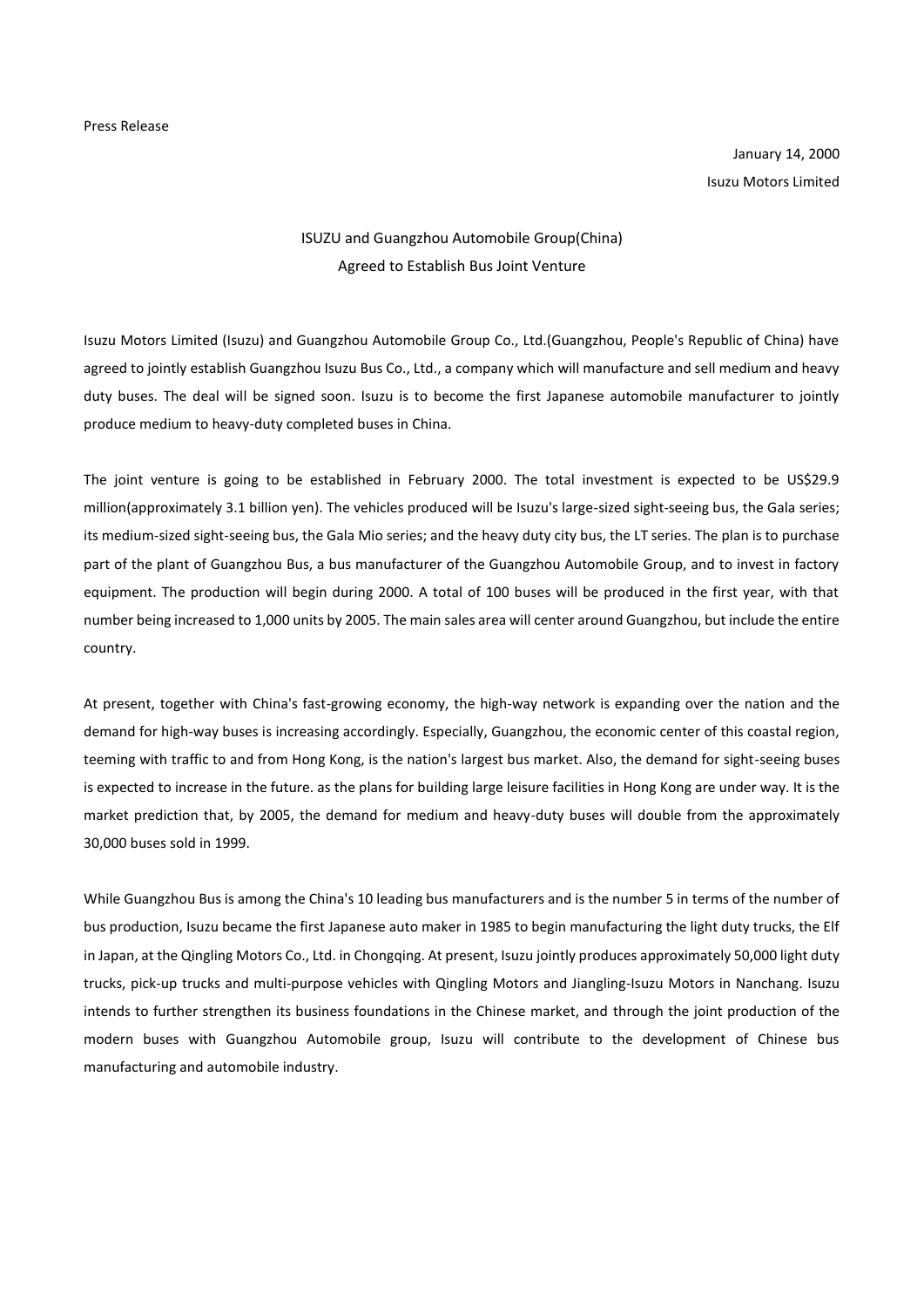Press Release

January 14, 2000

Isuzu Motors Limited

# ISUZU and Guangzhou Automobile Group(China) Agreed to Establish Bus Joint Venture

Isuzu Motors Limited (Isuzu) and Guangzhou Automobile Group Co., Ltd.(Guangzhou, People's Republic of China) have agreed to jointly establish Guangzhou Isuzu Bus Co., Ltd., a company which will manufacture and sell medium and heavy duty buses. The deal will be signed soon. Isuzu is to become the first Japanese automobile manufacturer to jointly produce medium to heavy-duty completed buses in China.

The joint venture is going to be established in February 2000. The total investment is expected to be US$29.9 million(approximately 3.1 billion yen). The vehicles produced will be Isuzu's large-sized sight-seeing bus, the Gala series; its medium-sized sight-seeing bus, the Gala Mio series; and the heavy duty city bus, the LT series. The plan is to purchase part of the plant of Guangzhou Bus, a bus manufacturer of the Guangzhou Automobile Group, and to invest in factory equipment. The production will begin during 2000. A total of 100 buses will be produced in the first year, with that number being increased to 1,000 units by 2005. The main sales area will center around Guangzhou, but include the entire country.

At present, together with China's fast-growing economy, the high-way network is expanding over the nation and the demand for high-way buses is increasing accordingly. Especially, Guangzhou, the economic center of this coastal region, teeming with traffic to and from Hong Kong, is the nation's largest bus market. Also, the demand for sight-seeing buses is expected to increase in the future. as the plans for building large leisure facilities in Hong Kong are under way. It is the market prediction that, by 2005, the demand for medium and heavy-duty buses will double from the approximately 30,000 buses sold in 1999.

While Guangzhou Bus is among the China's 10 leading bus manufacturers and is the number 5 in terms of the number of bus production, Isuzu became the first Japanese auto maker in 1985 to begin manufacturing the light duty trucks, the Elf in Japan, at the Qingling Motors Co., Ltd. in Chongqing. At present, Isuzu jointly produces approximately 50,000 light duty trucks, pick-up trucks and multi-purpose vehicles with Qingling Motors and Jiangling-Isuzu Motors in Nanchang. Isuzu intends to further strengthen its business foundations in the Chinese market, and through the joint production of the modern buses with Guangzhou Automobile group, Isuzu will contribute to the development of Chinese bus manufacturing and automobile industry.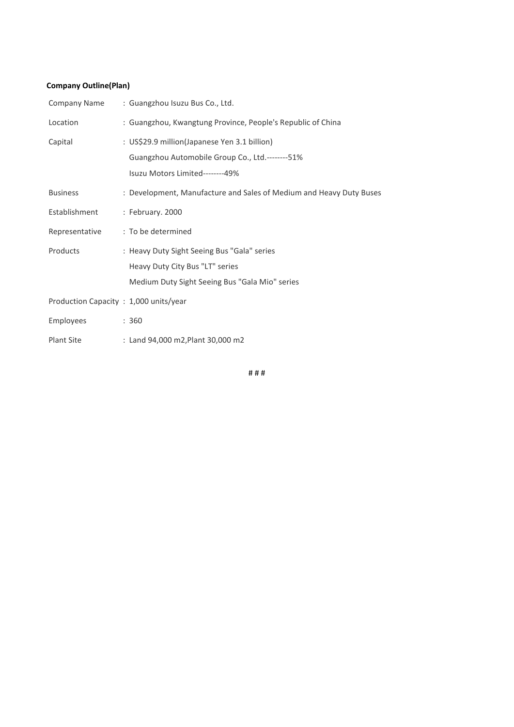**Company Outline(Plan)**

| | |
|---|---|
| Company Name | : Guangzhou Isuzu Bus Co., Ltd. |
| Location | : Guangzhou, Kwangtung Province, People's Republic of China |
| Capital | : US$29.9 million(Japanese Yen 3.1 billion)<br>Guangzhou Automobile Group Co., Ltd.--------51%<br>Isuzu Motors Limited--------49% |
| Business | : Development, Manufacture and Sales of Medium and Heavy Duty Buses |
| Establishment | : February. 2000 |
| Representative | : To be determined |
| Products | : Heavy Duty Sight Seeing Bus "Gala" series<br>Heavy Duty City Bus "LT" series<br>Medium Duty Sight Seeing Bus "Gala Mio" series |
| Production Capacity | : 1,000 units/year |
| Employees | : 360 |
| Plant Site | : Land 94,000 m2,Plant 30,000 m2 |

# # #